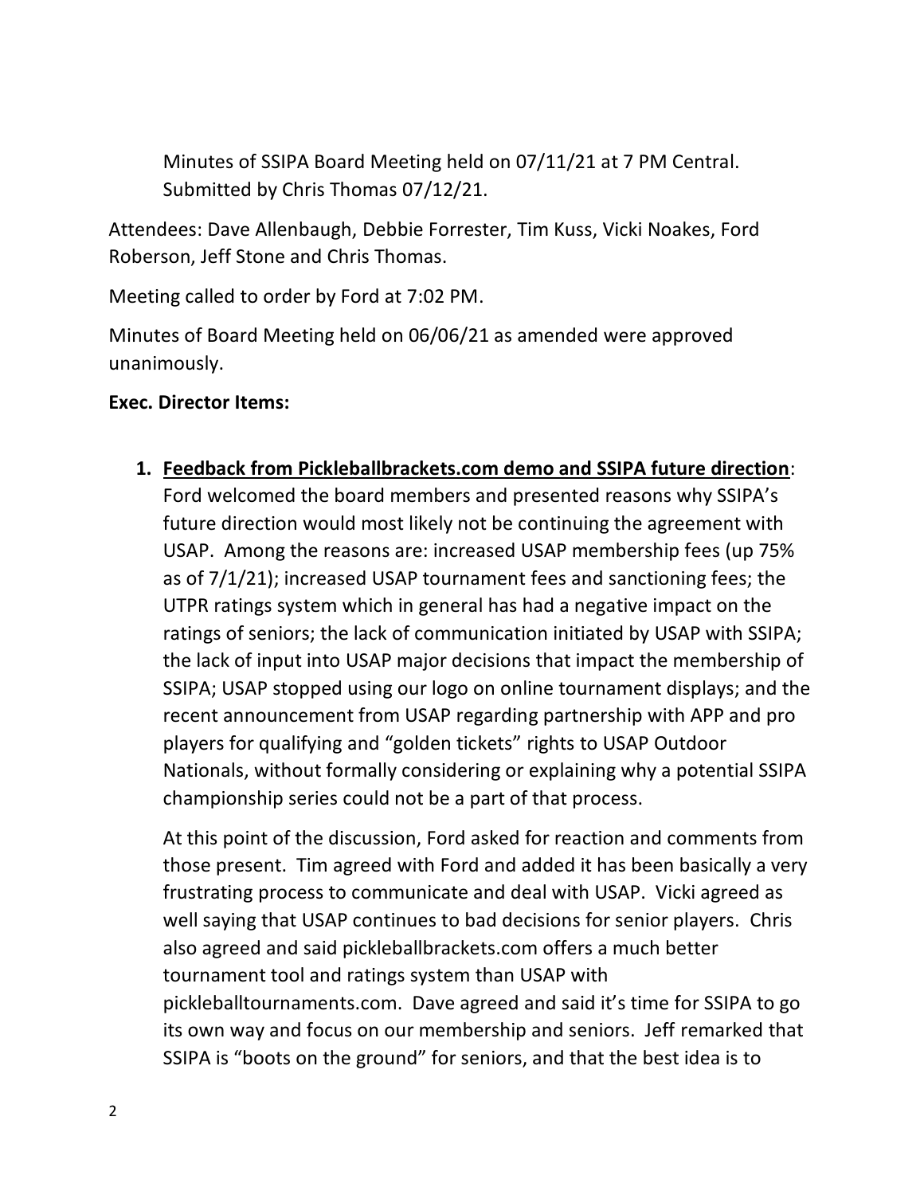Minutes of SSIPA Board Meeting held on 07/11/21 at 7 PM Central. Submitted by Chris Thomas 07/12/21.

Attendees: Dave Allenbaugh, Debbie Forrester, Tim Kuss, Vicki Noakes, Ford Roberson, Jeff Stone and Chris Thomas.

Meeting called to order by Ford at 7:02 PM.

Minutes of Board Meeting held on 06/06/21 as amended were approved unanimously.

**Exec. Director Items:**

1. **Feedback from Pickleballbrackets.com demo and SSIPA future direction**: Ford welcomed the board members and presented reasons why SSIPA's future direction would most likely not be continuing the agreement with USAP. Among the reasons are: increased USAP membership fees (up 75% as of 7/1/21); increased USAP tournament fees and sanctioning fees; the UTPR ratings system which in general has had a negative impact on the ratings of seniors; the lack of communication initiated by USAP with SSIPA; the lack of input into USAP major decisions that impact the membership of SSIPA; USAP stopped using our logo on online tournament displays; and the recent announcement from USAP regarding partnership with APP and pro players for qualifying and "golden tickets" rights to USAP Outdoor Nationals, without formally considering or explaining why a potential SSIPA championship series could not be a part of that process.

   At this point of the discussion, Ford asked for reaction and comments from those present. Tim agreed with Ford and added it has been basically a very frustrating process to communicate and deal with USAP. Vicki agreed as well saying that USAP continues to bad decisions for senior players. Chris also agreed and said pickleballbrackets.com offers a much better tournament tool and ratings system than USAP with pickleballtournaments.com. Dave agreed and said it's time for SSIPA to go its own way and focus on our membership and seniors. Jeff remarked that SSIPA is "boots on the ground" for seniors, and that the best idea is to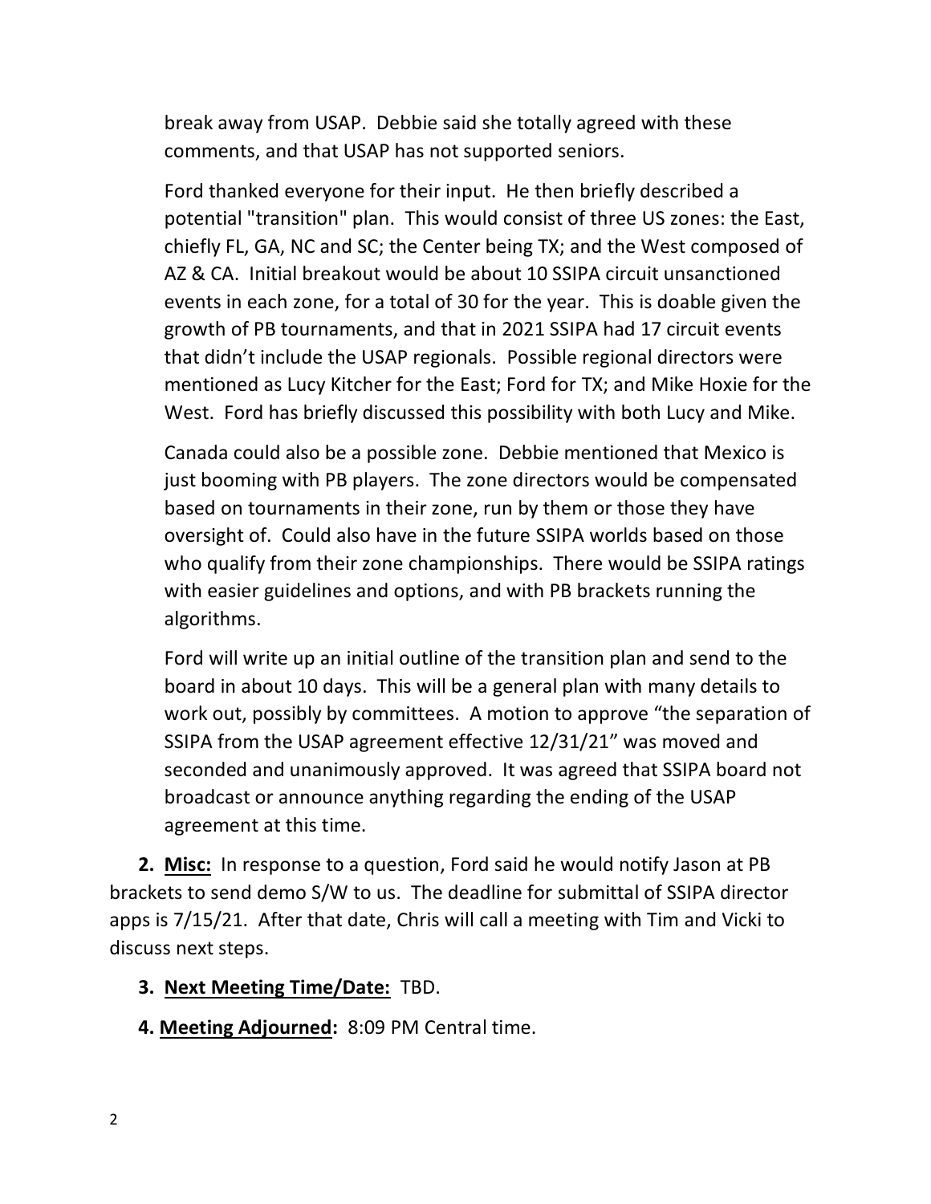break away from USAP. Debbie said she totally agreed with these comments, and that USAP has not supported seniors.

Ford thanked everyone for their input. He then briefly described a potential "transition" plan. This would consist of three US zones: the East, chiefly FL, GA, NC and SC; the Center being TX; and the West composed of AZ & CA. Initial breakout would be about 10 SSIPA circuit unsanctioned events in each zone, for a total of 30 for the year. This is doable given the growth of PB tournaments, and that in 2021 SSIPA had 17 circuit events that didn't include the USAP regionals. Possible regional directors were mentioned as Lucy Kitcher for the East; Ford for TX; and Mike Hoxie for the West. Ford has briefly discussed this possibility with both Lucy and Mike.

Canada could also be a possible zone. Debbie mentioned that Mexico is just booming with PB players. The zone directors would be compensated based on tournaments in their zone, run by them or those they have oversight of. Could also have in the future SSIPA worlds based on those who qualify from their zone championships. There would be SSIPA ratings with easier guidelines and options, and with PB brackets running the algorithms.

Ford will write up an initial outline of the transition plan and send to the board in about 10 days. This will be a general plan with many details to work out, possibly by committees. A motion to approve "the separation of SSIPA from the USAP agreement effective 12/31/21" was moved and seconded and unanimously approved. It was agreed that SSIPA board not broadcast or announce anything regarding the ending of the USAP agreement at this time.

**2. <u>Misc:</u>** In response to a question, Ford said he would notify Jason at PB brackets to send demo S/W to us. The deadline for submittal of SSIPA director apps is 7/15/21. After that date, Chris will call a meeting with Tim and Vicki to discuss next steps.

**3. <u>Next Meeting Time/Date:</u>** TBD.

**4. <u>Meeting Adjourned</u>:** 8:09 PM Central time.